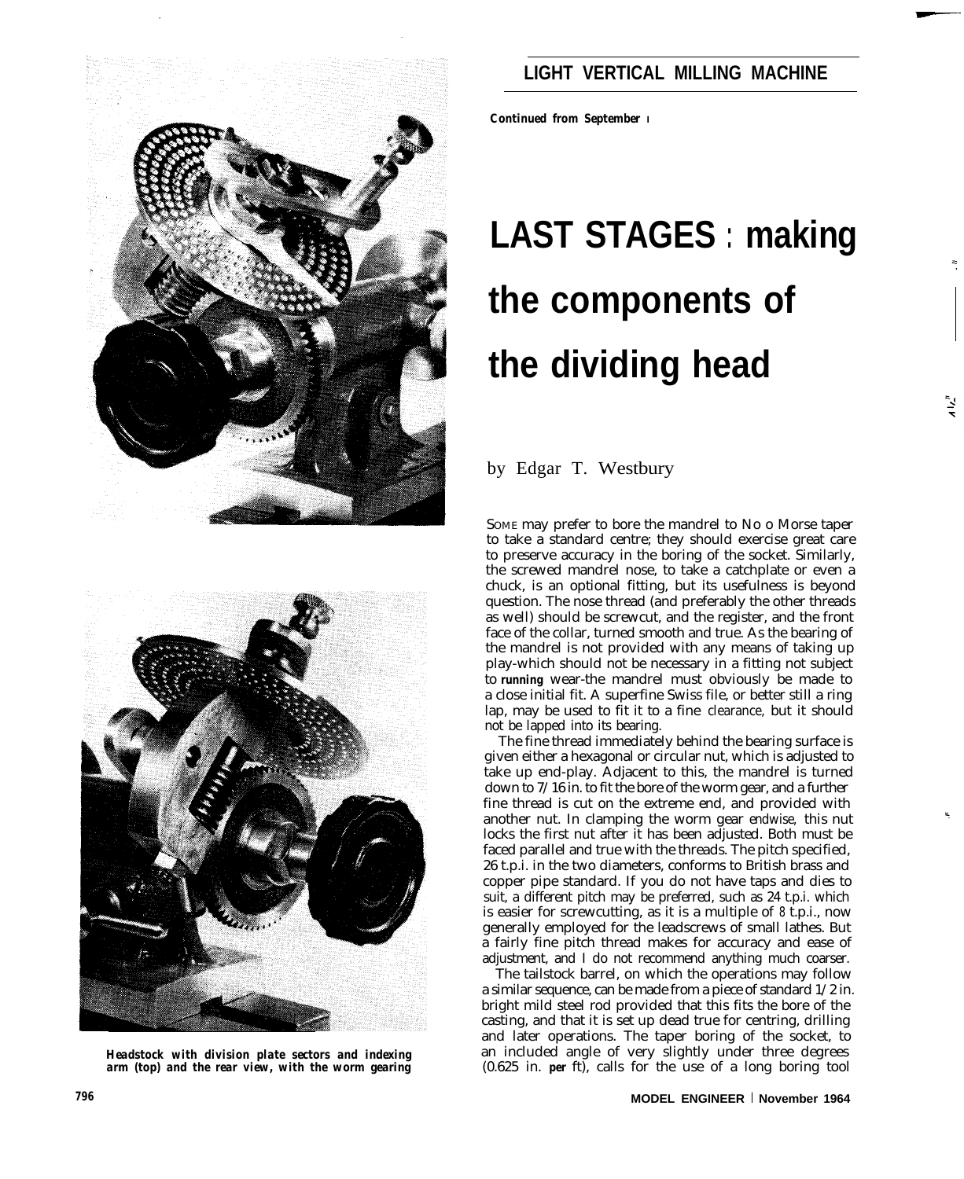## LIGHT VERTICAL MILLING MACHINE

***Continued from September 1***

# LAST STAGES : making the components of the dividing head

by Edgar T. Westbury

SOME may prefer to bore the mandrel to No 0 Morse taper to take a standard centre; they should exercise great care to preserve accuracy in the boring of the socket. Similarly, the screwed mandrel nose, to take a catchplate or even a chuck, is an optional fitting, but its usefulness is beyond question. The nose thread (and preferably the other threads as well) should be screwcut, and the register, and the front face of the collar, turned smooth and true. As the bearing of the mandrel is not provided with any means of taking up play-which should not be necessary in a fitting not subject to **running** wear-the mandrel must obviously be made to a close initial fit. A superfine Swiss file, or better still a ring lap, may be used to fit it to a fine clearance, but it should not be lapped into its bearing.

The fine thread immediately behind the bearing surface is given either a hexagonal or circular nut, which is adjusted to take up end-play. Adjacent to this, the mandrel is turned down to 7/16 in. to fit the bore of the worm gear, and a further fine thread is cut on the extreme end, and provided with another nut. In clamping the worm gear endwise, this nut locks the first nut after it has been adjusted. Both must be faced parallel and true with the threads. The pitch specified, 26 t.p.i. in the two diameters, conforms to British brass and copper pipe standard. If you do not have taps and dies to suit, a different pitch may be preferred, such as 24 t.p.i. which is easier for screwcutting, as it is a multiple of 8 t.p.i., now generally employed for the leadscrews of small lathes. But a fairly fine pitch thread makes for accuracy and ease of adjustment, and I do not recommend anything much coarser.

The tailstock barrel, on which the operations may follow a similar sequence, can be made from a piece of standard 1/2 in. bright mild steel rod provided that this fits the bore of the casting, and that it is set up dead true for centring, drilling and later operations. The taper boring of the socket, to an included angle of very slightly under three degrees (0.625 in. **per** ft), calls for the use of a long boring tool

***Headstock with division plate sectors and indexing arm (top) and the rear view, with the worm gearing***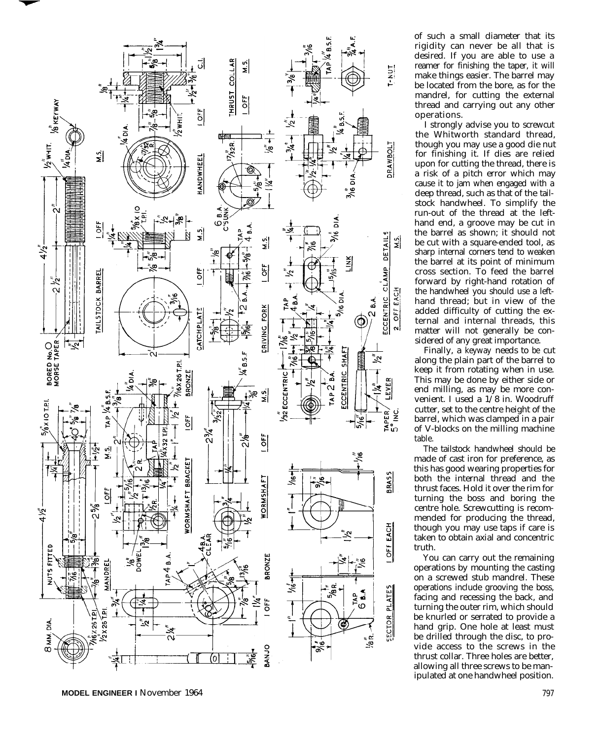of such a small diameter that its rigidity can never be all that is desired. If you are able to use a reamer for finishing the taper, it will make things easier. The barrel may be located from the bore, as for the mandrel, for cutting the external thread and carrying out any other operations.

I strongly advise you to screwcut the Whitworth standard thread, though you may use a good die nut for finishing it. If dies are relied upon for cutting the thread, there is a risk of a pitch error which may cause it to jam when engaged with a deep thread, such as that of the tailstock handwheel. To simplify the run-out of the thread at the left-hand end, a groove may be cut in the barrel as shown; it should not be cut with a square-ended tool, as sharp internal corners tend to weaken the barrel at its point of minimum cross section. To feed the barrel forward by right-hand rotation of the handwheel you should use a left-hand thread; but in view of the added difficulty of cutting the external and internal threads, this matter will not generally be considered of any great importance.

Finally, a keyway needs to be cut along the plain part of the barrel to keep it from rotating when in use. This may be done by either side or end milling, as may be more convenient. I used a 1/8 in. Woodruff cutter, set to the centre height of the barrel, which was clamped in a pair of V-blocks on the milling machine table.

The tailstock handwheel should be made of cast iron for preference, as this has good wearing properties for both the internal thread and the thrust faces. Hold it over the rim for turning the boss and boring the centre hole. Screwcutting is recommended for producing the thread, though you may use taps if care is taken to obtain axial and concentric truth.

You can carry out the remaining operations by mounting the casting on a screwed stub mandrel. These operations include grooving the boss, facing and recessing the back, and turning the outer rim, which should be knurled or serrated to provide a hand grip. One hole at least must be drilled through the disc, to provide access to the screws in the thrust collar. Three holes are better, allowing all three screws to be manipulated at one handwheel position.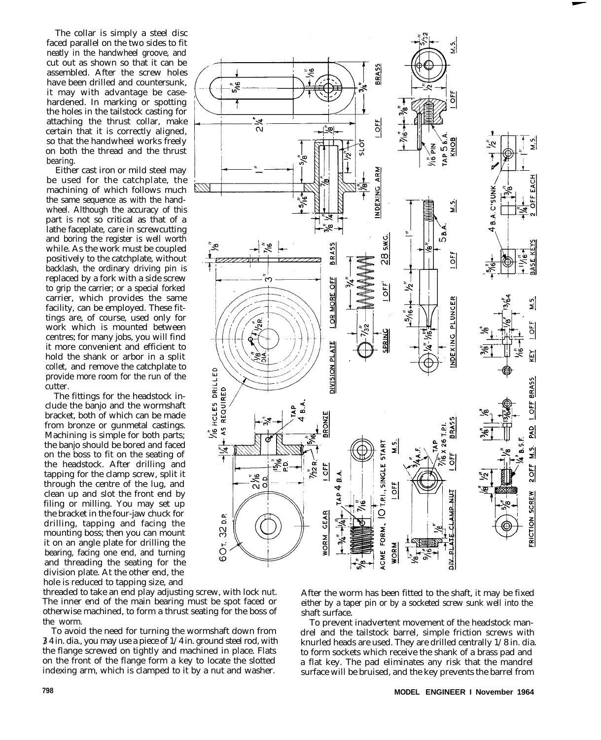The collar is simply a steel disc faced parallel on the two sides to fit neatly in the handwheel groove, and cut out as shown so that it can be assembled. After the screw holes have been drilled and countersunk, it may with advantage be case-hardened. In marking or spotting the holes in the tailstock casting for attaching the thrust collar, make certain that it is correctly aligned, so that the handwheel works freely on both the thread and the thrust bearing.

Either cast iron or mild steel may be used for the catchplate, the machining of which follows much the same sequence as with the handwheel. Although the accuracy of this part is not so critical as that of a lathe faceplate, care in screwcutting and boring the register is well worth while. As the work must be coupled positively to the catchplate, without backlash, the ordinary driving pin is replaced by a fork with a side screw to grip the carrier; or a special forked carrier, which provides the same facility, can be employed. These fittings are, of course, used only for work which is mounted between centres; for many jobs, you will find it more convenient and efficient to hold the shank or arbor in a split collet, and remove the catchplate to provide more room for the run of the cutter.

The fittings for the headstock include the banjo and the wormshaft bracket, both of which can be made from bronze or gunmetal castings. Machining is simple for both parts; the banjo should be bored and faced on the boss to fit on the seating of the headstock. After drilling and tapping for the clamp screw, split it through the centre of the lug, and clean up and slot the front end by filing or milling. You may set up the bracket in the four-jaw chuck for drilling, tapping and facing the mounting boss; then you can mount it on an angle plate for drilling the bearing, facing one end, and turning and threading the seating for the division plate. At the other end, the hole is reduced to tapping size, and threaded to take an end play adjusting screw, with lock nut. The inner end of the main bearing must be spot faced or otherwise machined, to form a thrust seating for the boss of the worm.

To avoid the need for turning the wormshaft down from 3/4 in. dia., you may use a piece of 1/4 in. ground steel rod, with the flange screwed on tightly and machined in place. Flats on the front of the flange form a key to locate the slotted indexing arm, which is clamped to it by a nut and washer.

After the worm has been fitted to the shaft, it may be fixed either by a taper pin or by a socketed screw sunk well into the shaft surface.

To prevent inadvertent movement of the headstock mandrel and the tailstock barrel, simple friction screws with knurled heads are used. They are drilled centrally 1/8 in. dia. to form sockets which receive the shank of a brass pad and a flat key. The pad eliminates any risk that the mandrel surface will be bruised, and the key prevents the barrel from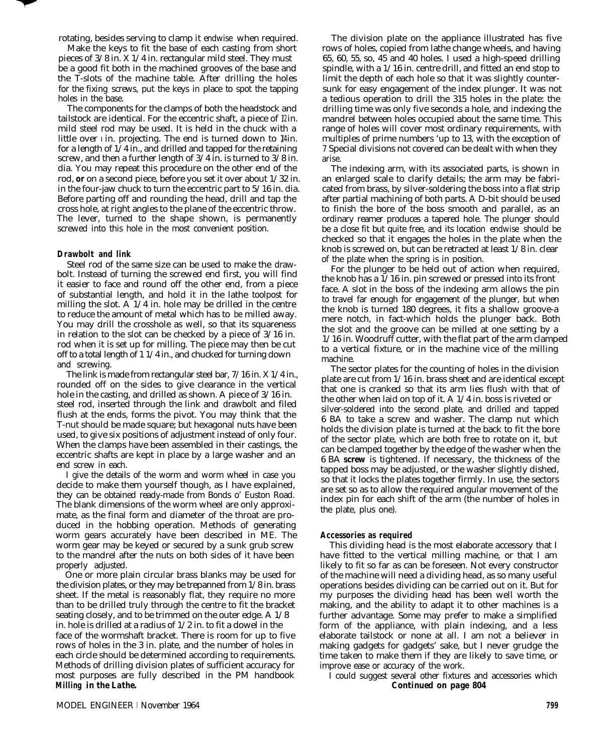rotating, besides serving to clamp it endwise when required.

Make the keys to fit the base of each casting from short pieces of 3/8 in. X 1/4 in. rectangular mild steel. They must be a good fit both in the machined grooves of the base and the T-slots of the machine table. After drilling the holes for the fixing screws, put the keys in place to spot the tapping holes in the base.

The components for the clamps of both the headstock and tailstock are identical. For the eccentric shaft, a piece of 1/2 in. mild steel rod may be used. It is held in the chuck with a little over 1 in. projecting. The end is turned down to 1/4 in. for a length of 1/4 in., and drilled and tapped for the retaining screw, and then a further length of 3/4 in. is turned to 3/8 in. dia. You may repeat this procedure on the other end of the rod, **or** on a second piece, before you set it over about 1/32 in. in the four-jaw chuck to turn the eccentric part to 5/16 in. dia. Before parting off and rounding the head, drill and tap the cross hole, at right angles to the plane of the eccentric throw. The lever, turned to the shape shown, is permanently screwed into this hole in the most convenient position.

### Drawbolt and link

Steel rod of the same size can be used to make the drawbolt. Instead of turning the screwed end first, you will find it easier to face and round off the other end, from a piece of substantial length, and hold it in the lathe toolpost for milling the slot. A 1/4 in. hole may be drilled in the centre to reduce the amount of metal which has to be milled away. You may drill the crosshole as well, so that its squareness in relation to the slot can be checked by a piece of 3/16 in. rod when it is set up for milling. The piece may then be cut off to a total length of 1 1/4 in., and chucked for turning down and screwing.

The link is made from rectangular steel bar, 7/16 in. X 1/4 in., rounded off on the sides to give clearance in the vertical hole in the casting, and drilled as shown. A piece of 3/16 in. steel rod, inserted through the link and drawbolt and filed flush at the ends, forms the pivot. You may think that the T-nut should be made square; but hexagonal nuts have been used, to give six positions of adjustment instead of only four. When the clamps have been assembled in their castings, the eccentric shafts are kept in place by a large washer and an end screw in each.

I give the details of the worm and worm wheel in case you decide to make them yourself though, as I have explained, they can be obtained ready-made from Bonds o' Euston Road. The blank dimensions of the worm wheel are only approximate, as the final form and diameter of the throat are produced in the hobbing operation. Methods of generating worm gears accurately have been described in ME. The worm gear may be keyed or secured by a sunk grub screw to the mandrel after the nuts on both sides of it have been properly adjusted.

One or more plain circular brass blanks may be used for the division plates, or they may be trepanned from 1/8 in. brass sheet. If the metal is reasonably flat, they require no more than to be drilled truly through the centre to fit the bracket seating closely, and to be trimmed on the outer edge. A 1/8 in. hole is drilled at a radius of 1/2 in. to fit a dowel in the face of the wormshaft bracket. There is room for up to five rows of holes in the 3 in. plate, and the number of holes in each circle should be determined according to requirements. Methods of drilling division plates of sufficient accuracy for most purposes are fully described in the PM handbook ***Milling in the Lathe.***

The division plate on the appliance illustrated has five rows of holes, copied from lathe change wheels, and having 65, 60, 55, so, 45 and 40 holes. I used a high-speed drilling spindle, with a 1/16 in. centre drill, and fitted an end stop to limit the depth of each hole so that it was slightly countersunk for easy engagement of the index plunger. It was not a tedious operation to drill the 315 holes in the plate: the drilling time was only five seconds a hole, and indexing the mandrel between holes occupied about the same time. This range of holes will cover most ordinary requirements, with multiples of prime numbers 'up to 13, with the exception of 7 Special divisions not covered can be dealt with when they arise.

The indexing arm, with its associated parts, is shown in an enlarged scale to clarify details; the arm may be fabricated from brass, by silver-soldering the boss into a flat strip after partial machining of both parts. A D-bit should be used to finish the bore of the boss smooth and parallel, as an ordinary reamer produces a tapered hole. The plunger should be a close fit but quite free, and its location endwise should be checked so that it engages the holes in the plate when the knob is screwed on, but can be retracted at least 1/8 in. clear of the plate when the spring is in position.

For the plunger to be held out of action when required, the knob has a 1/16 in. pin screwed or pressed into its front face. A slot in the boss of the indexing arm allows the pin to travel far enough for engagement of the plunger, but when the knob is turned 180 degrees, it fits a shallow groove-a mere notch, in fact-which holds the plunger back. Both the slot and the groove can be milled at one setting by a 1/16 in. Woodruff cutter, with the flat part of the arm clamped to a vertical fixture, or in the machine vice of the milling machine.

The sector plates for the counting of holes in the division plate are cut from 1/16 in. brass sheet and are identical except that one is cranked so that its arm lies flush with that of the other when laid on top of it. A 1/4 in. boss is riveted or silver-soldered into the second plate, and drilled and tapped 6 BA to take a screw and washer. The clamp nut which holds the division plate is turned at the back to fit the bore of the sector plate, which are both free to rotate on it, but can be clamped together by the edge of the washer when the 6 BA **screw** is tightened. If necessary, the thickness of the tapped boss may be adjusted, or the washer slightly dished, so that it locks the plates together firmly. In use, the sectors are set so as to allow the required angular movement of the index pin for each shift of the arm (the number of holes in the plate, plus one).

### Accessories as required

This dividing head is the most elaborate accessory that I have fitted to the vertical milling machine, or that I am likely to fit so far as can be foreseen. Not every constructor of the machine will need a dividing head, as so many useful operations besides dividing can be carried out on it. But for my purposes the dividing head has been well worth the making, and the ability to adapt it to other machines is a further advantage. Some may prefer to make a simplified form of the appliance, with plain indexing, and a less elaborate tailstock or none at all. I am not a believer in making gadgets for gadgets' sake, but I never grudge the time taken to make them if they are likely to save time, or improve ease or accuracy of the work.

I could suggest several other fixtures and accessories which

**Continued on page 804**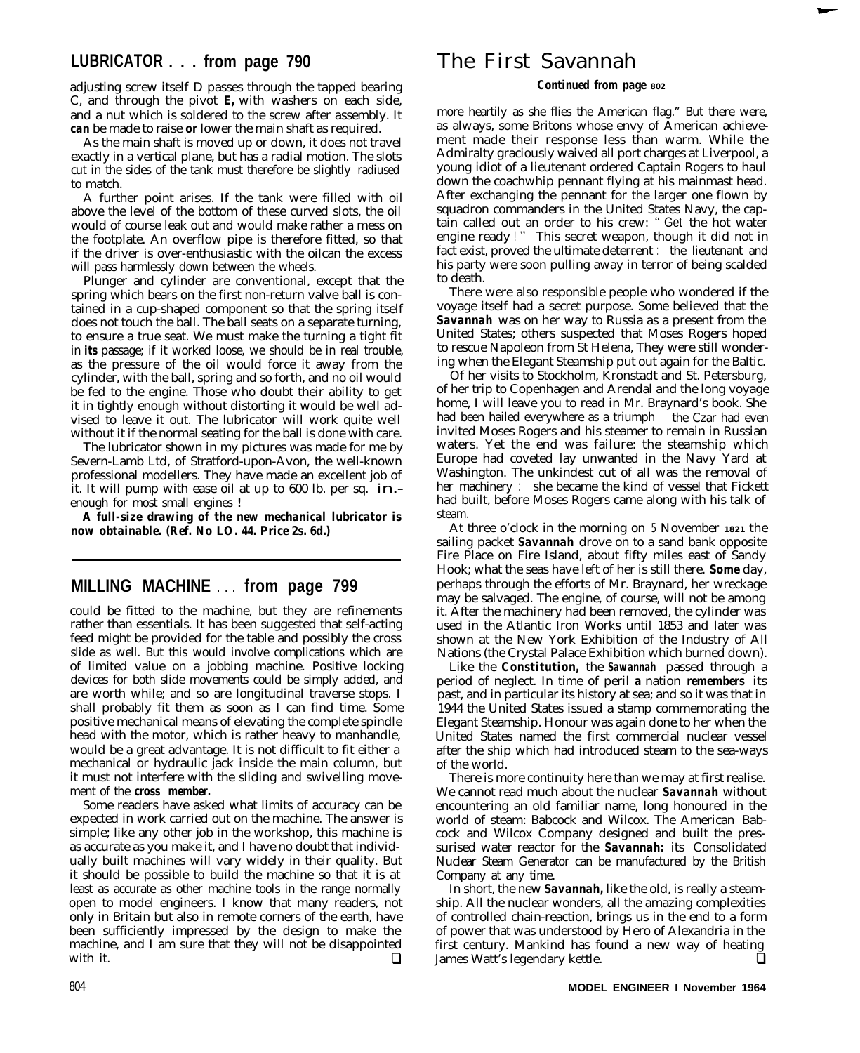## LUBRICATOR . . . from page 790

adjusting screw itself D passes through the tapped bearing C, and through the pivot **E,** with washers on each side, and a nut which is soldered to the screw after assembly. It **can** be made to raise **or** lower the main shaft as required.

As the main shaft is moved up or down, it does not travel exactly in a vertical plane, but has a radial motion. The slots cut in the sides of the tank must therefore be slightly radiused to match.

A further point arises. If the tank were filled with oil above the level of the bottom of these curved slots, the oil would of course leak out and would make rather a mess on the footplate. An overflow pipe is therefore fitted, so that if the driver is over-enthusiastic with the oilcan the excess will pass harmlessly down between the wheels.

Plunger and cylinder are conventional, except that the spring which bears on the first non-return valve ball is contained in a cup-shaped component so that the spring itself does not touch the ball. The ball seats on a separate turning, to ensure a true seat. We must make the turning a tight fit in **its** passage; if it worked loose, we should be in real trouble, as the pressure of the oil would force it away from the cylinder, with the ball, spring and so forth, and no oil would be fed to the engine. Those who doubt their ability to get it in tightly enough without distorting it would be well advised to leave it out. The lubricator will work quite well without it if the normal seating for the ball is done with care.

The lubricator shown in my pictures was made for me by Severn-Lamb Ltd, of Stratford-upon-Avon, the well-known professional modellers. They have made an excellent job of it. It will pump with ease oil at up to 600 lb. per sq. in.–enough for most small engines **!**

***A full-size drawing of the new mechanical lubricator is now obtainable. (Ref. No LO. 44. Price 2s. 6d.)***

## MILLING MACHINE . . . from page 799

could be fitted to the machine, but they are refinements rather than essentials. It has been suggested that self-acting feed might be provided for the table and possibly the cross slide as well. But this would involve complications which are of limited value on a jobbing machine. Positive locking devices for both slide movements could be simply added, and are worth while; and so are longitudinal traverse stops. I shall probably fit them as soon as I can find time. Some positive mechanical means of elevating the complete spindle head with the motor, which is rather heavy to manhandle, would be a great advantage. It is not difficult to fit either a mechanical or hydraulic jack inside the main column, but it must not interfere with the sliding and swivelling movement of the **cross member.**

Some readers have asked what limits of accuracy can be expected in work carried out on the machine. The answer is simple; like any other job in the workshop, this machine is as accurate as you make it, and I have no doubt that individually built machines will vary widely in their quality. But it should be possible to build the machine so that it is at least as accurate as other machine tools in the range normally open to model engineers. I know that many readers, not only in Britain but also in remote corners of the earth, have been sufficiently impressed by the design to make the machine, and I am sure that they will not be disappointed with it. ❑

# The First Savannah

**Continued from page 802**

more heartily as she flies the American flag." But there were, as always, some Britons whose envy of American achievement made their response less than warm. While the Admiralty graciously waived all port charges at Liverpool, a young idiot of a lieutenant ordered Captain Rogers to haul down the coachwhip pennant flying at his mainmast head. After exchanging the pennant for the larger one flown by squadron commanders in the United States Navy, the captain called out an order to his crew: "Get the hot water engine ready!" This secret weapon, though it did not in fact exist, proved the ultimate deterrent: the lieutenant and his party were soon pulling away in terror of being scalded to death.

There were also responsible people who wondered if the voyage itself had a secret purpose. Some believed that the **Savannah** was on her way to Russia as a present from the United States; others suspected that Moses Rogers hoped to rescue Napoleon from St Helena, They were still wondering when the Elegant Steamship put out again for the Baltic.

Of her visits to Stockholm, Kronstadt and St. Petersburg, of her trip to Copenhagen and Arendal and the long voyage home, I will leave you to read in Mr. Braynard's book. She had been hailed everywhere as a triumph: the Czar had even invited Moses Rogers and his steamer to remain in Russian waters. Yet the end was failure: the steamship which Europe had coveted lay unwanted in the Navy Yard at Washington. The unkindest cut of all was the removal of her machinery: she became the kind of vessel that Fickett had built, before Moses Rogers came along with his talk of steam.

At three o'clock in the morning on 5 November **1821** the sailing packet **Savannah** drove on to a sand bank opposite Fire Place on Fire Island, about fifty miles east of Sandy Hook; what the seas have left of her is still there. **Some** day, perhaps through the efforts of Mr. Braynard, her wreckage may be salvaged. The engine, of course, will not be among it. After the machinery had been removed, the cylinder was used in the Atlantic Iron Works until 1853 and later was shown at the New York Exhibition of the Industry of All Nations (the Crystal Palace Exhibition which burned down).

Like the **Constitution,** the **Sawannah** passed through a period of neglect. In time of peril **a** nation **remembers** its past, and in particular its history at sea; and so it was that in 1944 the United States issued a stamp commemorating the Elegant Steamship. Honour was again done to her when the United States named the first commercial nuclear vessel after the ship which had introduced steam to the sea-ways of the world.

There is more continuity here than we may at first realise. We cannot read much about the nuclear **Savannah** without encountering an old familiar name, long honoured in the world of steam: Babcock and Wilcox. The American Babcock and Wilcox Company designed and built the pressurised water reactor for the **Savannah:** its Consolidated Nuclear Steam Generator can be manufactured by the British Company at any time.

In short, the new **Savannah,** like the old, is really a steamship. All the nuclear wonders, all the amazing complexities of controlled chain-reaction, brings us in the end to a form of power that was understood by Hero of Alexandria in the first century. Mankind has found a new way of heating James Watt's legendary kettle. ❑